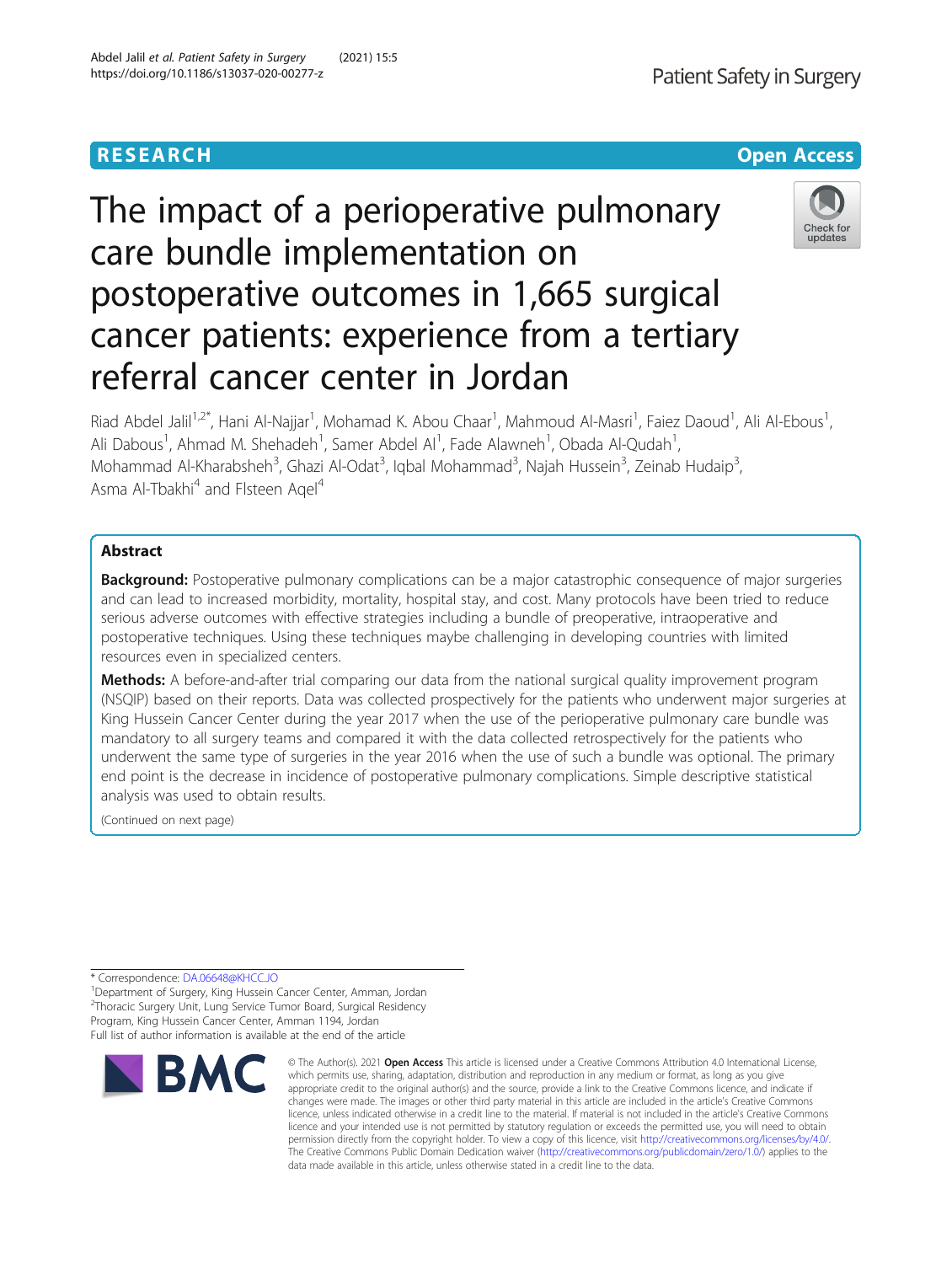RESEARCH

Open Access

# The impact of a perioperative pulmonary care bundle implementation on postoperative outcomes in 1,665 surgical cancer patients: experience from a tertiary referral cancer center in Jordan

Riad Abdel Jalil[1,2*], Hani Al-Najjar[1], Mohamad K. Abou Chaar[1], Mahmoud Al-Masri[1], Faiez Daoud[1], Ali Al-Ebous[1], Ali Dabous[1], Ahmad M. Shehadeh[1], Samer Abdel Al[1], Fade Alawneh[1], Obada Al-Qudah[1], Mohammad Al-Kharabsheh[3], Ghazi Al-Odat[3], Iqbal Mohammad[3], Najah Hussein[3], Zeinab Hudaip[3], Asma Al-Tbakhi[4] and Flsteen Aqel[4]

## Abstract

**Background:** Postoperative pulmonary complications can be a major catastrophic consequence of major surgeries and can lead to increased morbidity, mortality, hospital stay, and cost. Many protocols have been tried to reduce serious adverse outcomes with effective strategies including a bundle of preoperative, intraoperative and postoperative techniques. Using these techniques maybe challenging in developing countries with limited resources even in specialized centers.

**Methods:** A before-and-after trial comparing our data from the national surgical quality improvement program (NSQIP) based on their reports. Data was collected prospectively for the patients who underwent major surgeries at King Hussein Cancer Center during the year 2017 when the use of the perioperative pulmonary care bundle was mandatory to all surgery teams and compared it with the data collected retrospectively for the patients who underwent the same type of surgeries in the year 2016 when the use of such a bundle was optional. The primary end point is the decrease in incidence of postoperative pulmonary complications. Simple descriptive statistical analysis was used to obtain results.

(Continued on next page)

\* Correspondence: DA.06648@KHCC.JO

[1]Department of Surgery, King Hussein Cancer Center, Amman, Jordan

[2]Thoracic Surgery Unit, Lung Service Tumor Board, Surgical Residency Program, King Hussein Cancer Center, Amman 1194, Jordan

Full list of author information is available at the end of the article

© The Author(s). 2021 **Open Access** This article is licensed under a Creative Commons Attribution 4.0 International License, which permits use, sharing, adaptation, distribution and reproduction in any medium or format, as long as you give appropriate credit to the original author(s) and the source, provide a link to the Creative Commons licence, and indicate if changes were made. The images or other third party material in this article are included in the article's Creative Commons licence, unless indicated otherwise in a credit line to the material. If material is not included in the article's Creative Commons licence and your intended use is not permitted by statutory regulation or exceeds the permitted use, you will need to obtain permission directly from the copyright holder. To view a copy of this licence, visit http://creativecommons.org/licenses/by/4.0/. The Creative Commons Public Domain Dedication waiver (http://creativecommons.org/publicdomain/zero/1.0/) applies to the data made available in this article, unless otherwise stated in a credit line to the data.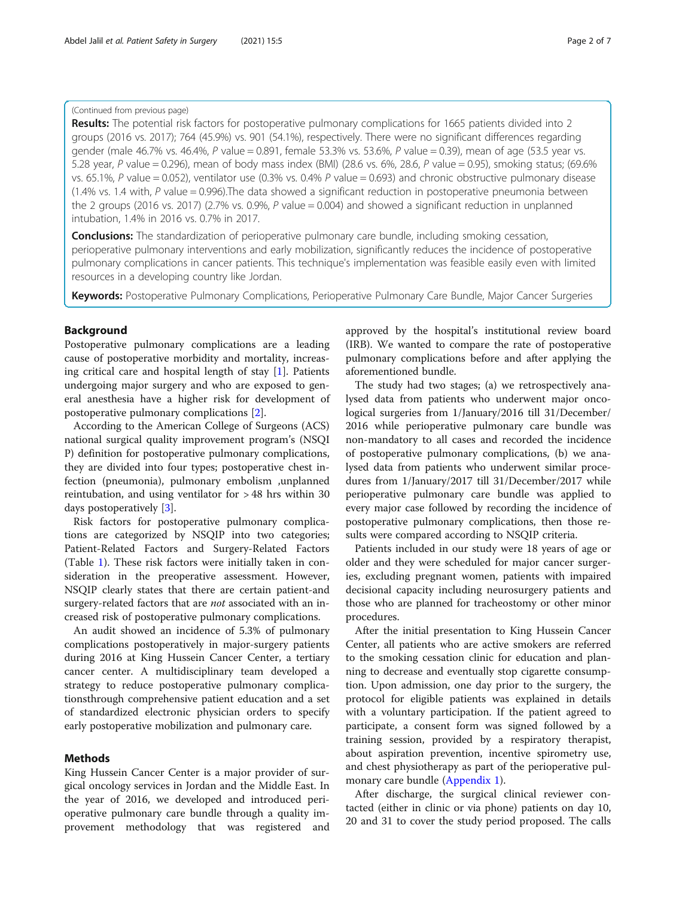(Continued from previous page)

**Results:** The potential risk factors for postoperative pulmonary complications for 1665 patients divided into 2 groups (2016 vs. 2017); 764 (45.9%) vs. 901 (54.1%), respectively. There were no significant differences regarding gender (male 46.7% vs. 46.4%, *P* value = 0.891, female 53.3% vs. 53.6%, *P* value = 0.39), mean of age (53.5 year vs. 5.28 year, *P* value = 0.296), mean of body mass index (BMI) (28.6 vs. 6%, 28.6, *P* value = 0.95), smoking status; (69.6% vs. 65.1%, *P* value = 0.052), ventilator use (0.3% vs. 0.4% *P* value = 0.693) and chronic obstructive pulmonary disease (1.4% vs. 1.4 with, *P* value = 0.996).The data showed a significant reduction in postoperative pneumonia between the 2 groups (2016 vs. 2017) (2.7% vs. 0.9%, *P* value = 0.004) and showed a significant reduction in unplanned intubation, 1.4% in 2016 vs. 0.7% in 2017.

**Conclusions:** The standardization of perioperative pulmonary care bundle, including smoking cessation, perioperative pulmonary interventions and early mobilization, significantly reduces the incidence of postoperative pulmonary complications in cancer patients. This technique's implementation was feasible easily even with limited resources in a developing country like Jordan.

**Keywords:** Postoperative Pulmonary Complications, Perioperative Pulmonary Care Bundle, Major Cancer Surgeries

## Background

Postoperative pulmonary complications are a leading cause of postoperative morbidity and mortality, increasing critical care and hospital length of stay [1]. Patients undergoing major surgery and who are exposed to general anesthesia have a higher risk for development of postoperative pulmonary complications [2].

According to the American College of Surgeons (ACS) national surgical quality improvement program's (NSQI P) definition for postoperative pulmonary complications, they are divided into four types; postoperative chest infection (pneumonia), pulmonary embolism ,unplanned reintubation, and using ventilator for > 48 hrs within 30 days postoperatively [3].

Risk factors for postoperative pulmonary complications are categorized by NSQIP into two categories; Patient-Related Factors and Surgery-Related Factors (Table 1). These risk factors were initially taken in consideration in the preoperative assessment. However, NSQIP clearly states that there are certain patient-and surgery-related factors that are *not* associated with an increased risk of postoperative pulmonary complications.

An audit showed an incidence of 5.3% of pulmonary complications postoperatively in major-surgery patients during 2016 at King Hussein Cancer Center, a tertiary cancer center. A multidisciplinary team developed a strategy to reduce postoperative pulmonary complicationsthrough comprehensive patient education and a set of standardized electronic physician orders to specify early postoperative mobilization and pulmonary care.

## Methods

King Hussein Cancer Center is a major provider of surgical oncology services in Jordan and the Middle East. In the year of 2016, we developed and introduced perioperative pulmonary care bundle through a quality improvement methodology that was registered and approved by the hospital's institutional review board (IRB). We wanted to compare the rate of postoperative pulmonary complications before and after applying the aforementioned bundle.

The study had two stages; (a) we retrospectively analysed data from patients who underwent major oncological surgeries from 1/January/2016 till 31/December/2016 while perioperative pulmonary care bundle was non-mandatory to all cases and recorded the incidence of postoperative pulmonary complications, (b) we analysed data from patients who underwent similar procedures from 1/January/2017 till 31/December/2017 while perioperative pulmonary care bundle was applied to every major case followed by recording the incidence of postoperative pulmonary complications, then those results were compared according to NSQIP criteria.

Patients included in our study were 18 years of age or older and they were scheduled for major cancer surgeries, excluding pregnant women, patients with impaired decisional capacity including neurosurgery patients and those who are planned for tracheostomy or other minor procedures.

After the initial presentation to King Hussein Cancer Center, all patients who are active smokers are referred to the smoking cessation clinic for education and planning to decrease and eventually stop cigarette consumption. Upon admission, one day prior to the surgery, the protocol for eligible patients was explained in details with a voluntary participation. If the patient agreed to participate, a consent form was signed followed by a training session, provided by a respiratory therapist, about aspiration prevention, incentive spirometry use, and chest physiotherapy as part of the perioperative pulmonary care bundle (Appendix 1).

After discharge, the surgical clinical reviewer contacted (either in clinic or via phone) patients on day 10, 20 and 31 to cover the study period proposed. The calls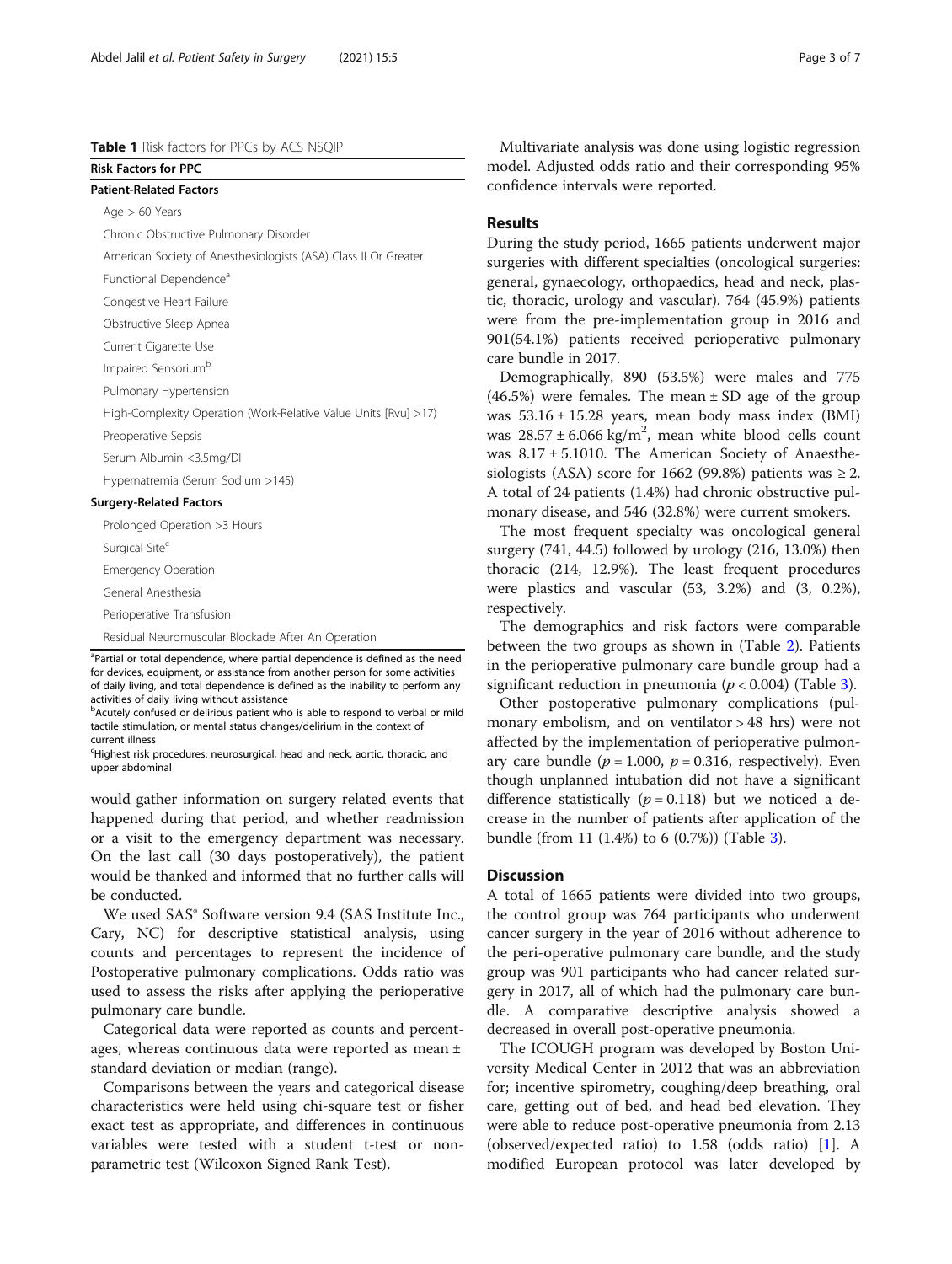**Table 1** Risk factors for PPCs by ACS NSQIP

| Risk Factors for PPC |
| --- |
| **Patient-Related Factors** |
| Age > 60 Years |
| Chronic Obstructive Pulmonary Disorder |
| American Society of Anesthesiologists (ASA) Class II Or Greater |
| Functional Dependence[a] |
| Congestive Heart Failure |
| Obstructive Sleep Apnea |
| Current Cigarette Use |
| Impaired Sensorium[b] |
| Pulmonary Hypertension |
| High-Complexity Operation (Work-Relative Value Units [Rvu] >17) |
| Preoperative Sepsis |
| Serum Albumin <3.5mg/Dl |
| Hypernatremia (Serum Sodium >145) |
| **Surgery-Related Factors** |
| Prolonged Operation >3 Hours |
| Surgical Site[c] |
| Emergency Operation |
| General Anesthesia |
| Perioperative Transfusion |
| Residual Neuromuscular Blockade After An Operation |

[a]Partial or total dependence, where partial dependence is defined as the need for devices, equipment, or assistance from another person for some activities of daily living, and total dependence is defined as the inability to perform any activities of daily living without assistance

[b]Acutely confused or delirious patient who is able to respond to verbal or mild tactile stimulation, or mental status changes/delirium in the context of current illness

[c]Highest risk procedures: neurosurgical, head and neck, aortic, thoracic, and upper abdominal

would gather information on surgery related events that happened during that period, and whether readmission or a visit to the emergency department was necessary. On the last call (30 days postoperatively), the patient would be thanked and informed that no further calls will be conducted.

We used SAS® Software version 9.4 (SAS Institute Inc., Cary, NC) for descriptive statistical analysis, using counts and percentages to represent the incidence of Postoperative pulmonary complications. Odds ratio was used to assess the risks after applying the perioperative pulmonary care bundle.

Categorical data were reported as counts and percentages, whereas continuous data were reported as mean ± standard deviation or median (range).

Comparisons between the years and categorical disease characteristics were held using chi-square test or fisher exact test as appropriate, and differences in continuous variables were tested with a student t-test or non-parametric test (Wilcoxon Signed Rank Test).

Multivariate analysis was done using logistic regression model. Adjusted odds ratio and their corresponding 95% confidence intervals were reported.

## Results

During the study period, 1665 patients underwent major surgeries with different specialties (oncological surgeries: general, gynaecology, orthopaedics, head and neck, plastic, thoracic, urology and vascular). 764 (45.9%) patients were from the pre-implementation group in 2016 and 901(54.1%) patients received perioperative pulmonary care bundle in 2017.

Demographically, 890 (53.5%) were males and 775 (46.5%) were females. The mean ± SD age of the group was 53.16 ± 15.28 years, mean body mass index (BMI) was 28.57 ± 6.066 kg/m$^2$, mean white blood cells count was 8.17 ± 5.1010. The American Society of Anaesthesiologists (ASA) score for 1662 (99.8%) patients was ≥ 2. A total of 24 patients (1.4%) had chronic obstructive pulmonary disease, and 546 (32.8%) were current smokers.

The most frequent specialty was oncological general surgery (741, 44.5) followed by urology (216, 13.0%) then thoracic (214, 12.9%). The least frequent procedures were plastics and vascular (53, 3.2%) and (3, 0.2%), respectively.

The demographics and risk factors were comparable between the two groups as shown in (Table 2). Patients in the perioperative pulmonary care bundle group had a significant reduction in pneumonia ($p < 0.004$) (Table 3).

Other postoperative pulmonary complications (pulmonary embolism, and on ventilator > 48 hrs) were not affected by the implementation of perioperative pulmonary care bundle ($p = 1.000$, $p = 0.316$, respectively). Even though unplanned intubation did not have a significant difference statistically ($p = 0.118$) but we noticed a decrease in the number of patients after application of the bundle (from 11 (1.4%) to 6 (0.7%)) (Table 3).

## Discussion

A total of 1665 patients were divided into two groups, the control group was 764 participants who underwent cancer surgery in the year of 2016 without adherence to the peri-operative pulmonary care bundle, and the study group was 901 participants who had cancer related surgery in 2017, all of which had the pulmonary care bundle. A comparative descriptive analysis showed a decreased in overall post-operative pneumonia.

The ICOUGH program was developed by Boston University Medical Center in 2012 that was an abbreviation for; incentive spirometry, coughing/deep breathing, oral care, getting out of bed, and head bed elevation. They were able to reduce post-operative pneumonia from 2.13 (observed/expected ratio) to 1.58 (odds ratio) [1]. A modified European protocol was later developed by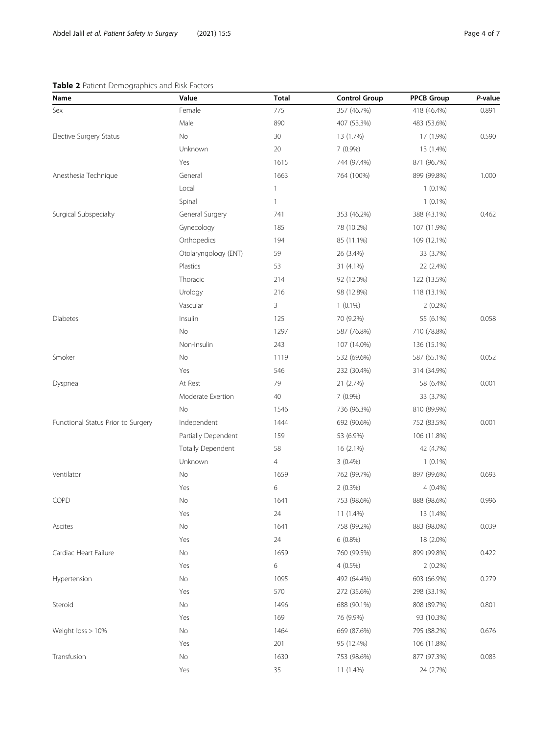**Table 2** Patient Demographics and Risk Factors

| Name | Value | Total | Control Group | PPCB Group | *P*-value |
|---|---|---|---|---|---|
| Sex | Female | 775 | 357 (46.7%) | 418 (46.4%) | 0.891 |
| | Male | 890 | 407 (53.3%) | 483 (53.6%) | |
| Elective Surgery Status | No | 30 | 13 (1.7%) | 17 (1.9%) | 0.590 |
| | Unknown | 20 | 7 (0.9%) | 13 (1.4%) | |
| | Yes | 1615 | 744 (97.4%) | 871 (96.7%) | |
| Anesthesia Technique | General | 1663 | 764 (100%) | 899 (99.8%) | 1.000 |
| | Local | 1 | | 1 (0.1%) | |
| | Spinal | 1 | | 1 (0.1%) | |
| Surgical Subspecialty | General Surgery | 741 | 353 (46.2%) | 388 (43.1%) | 0.462 |
| | Gynecology | 185 | 78 (10.2%) | 107 (11.9%) | |
| | Orthopedics | 194 | 85 (11.1%) | 109 (12.1%) | |
| | Otolaryngology (ENT) | 59 | 26 (3.4%) | 33 (3.7%) | |
| | Plastics | 53 | 31 (4.1%) | 22 (2.4%) | |
| | Thoracic | 214 | 92 (12.0%) | 122 (13.5%) | |
| | Urology | 216 | 98 (12.8%) | 118 (13.1%) | |
| | Vascular | 3 | 1 (0.1%) | 2 (0.2%) | |
| Diabetes | Insulin | 125 | 70 (9.2%) | 55 (6.1%) | 0.058 |
| | No | 1297 | 587 (76.8%) | 710 (78.8%) | |
| | Non-Insulin | 243 | 107 (14.0%) | 136 (15.1%) | |
| Smoker | No | 1119 | 532 (69.6%) | 587 (65.1%) | 0.052 |
| | Yes | 546 | 232 (30.4%) | 314 (34.9%) | |
| Dyspnea | At Rest | 79 | 21 (2.7%) | 58 (6.4%) | 0.001 |
| | Moderate Exertion | 40 | 7 (0.9%) | 33 (3.7%) | |
| | No | 1546 | 736 (96.3%) | 810 (89.9%) | |
| Functional Status Prior to Surgery | Independent | 1444 | 692 (90.6%) | 752 (83.5%) | 0.001 |
| | Partially Dependent | 159 | 53 (6.9%) | 106 (11.8%) | |
| | Totally Dependent | 58 | 16 (2.1%) | 42 (4.7%) | |
| | Unknown | 4 | 3 (0.4%) | 1 (0.1%) | |
| Ventilator | No | 1659 | 762 (99.7%) | 897 (99.6%) | 0.693 |
| | Yes | 6 | 2 (0.3%) | 4 (0.4%) | |
| COPD | No | 1641 | 753 (98.6%) | 888 (98.6%) | 0.996 |
| | Yes | 24 | 11 (1.4%) | 13 (1.4%) | |
| Ascites | No | 1641 | 758 (99.2%) | 883 (98.0%) | 0.039 |
| | Yes | 24 | 6 (0.8%) | 18 (2.0%) | |
| Cardiac Heart Failure | No | 1659 | 760 (99.5%) | 899 (99.8%) | 0.422 |
| | Yes | 6 | 4 (0.5%) | 2 (0.2%) | |
| Hypertension | No | 1095 | 492 (64.4%) | 603 (66.9%) | 0.279 |
| | Yes | 570 | 272 (35.6%) | 298 (33.1%) | |
| Steroid | No | 1496 | 688 (90.1%) | 808 (89.7%) | 0.801 |
| | Yes | 169 | 76 (9.9%) | 93 (10.3%) | |
| Weight loss > 10% | No | 1464 | 669 (87.6%) | 795 (88.2%) | 0.676 |
| | Yes | 201 | 95 (12.4%) | 106 (11.8%) | |
| Transfusion | No | 1630 | 753 (98.6%) | 877 (97.3%) | 0.083 |
| | Yes | 35 | 11 (1.4%) | 24 (2.7%) | |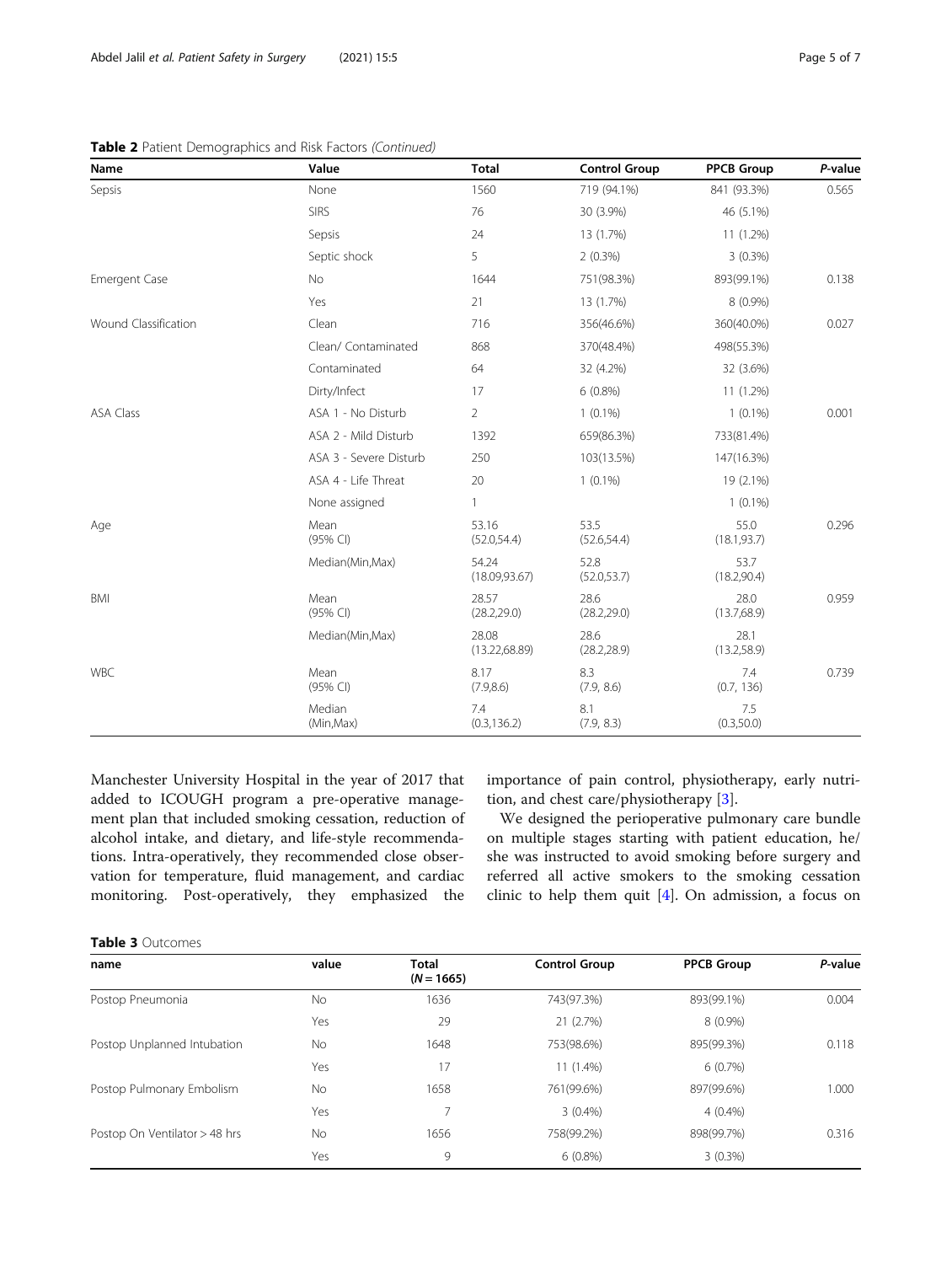**Table 2** Patient Demographics and Risk Factors *(Continued)*

| Name | Value | Total | Control Group | PPCB Group | *P*-value |
| --- | --- | --- | --- | --- | --- |
| Sepsis | None | 1560 | 719 (94.1%) | 841 (93.3%) | 0.565 |
| | SIRS | 76 | 30 (3.9%) | 46 (5.1%) | |
| | Sepsis | 24 | 13 (1.7%) | 11 (1.2%) | |
| | Septic shock | 5 | 2 (0.3%) | 3 (0.3%) | |
| Emergent Case | No | 1644 | 751(98.3%) | 893(99.1%) | 0.138 |
| | Yes | 21 | 13 (1.7%) | 8 (0.9%) | |
| Wound Classification | Clean | 716 | 356(46.6%) | 360(40.0%) | 0.027 |
| | Clean/ Contaminated | 868 | 370(48.4%) | 498(55.3%) | |
| | Contaminated | 64 | 32 (4.2%) | 32 (3.6%) | |
| | Dirty/Infect | 17 | 6 (0.8%) | 11 (1.2%) | |
| ASA Class | ASA 1 - No Disturb | 2 | 1 (0.1%) | 1 (0.1%) | 0.001 |
| | ASA 2 - Mild Disturb | 1392 | 659(86.3%) | 733(81.4%) | |
| | ASA 3 - Severe Disturb | 250 | 103(13.5%) | 147(16.3%) | |
| | ASA 4 - Life Threat | 20 | 1 (0.1%) | 19 (2.1%) | |
| | None assigned | 1 | | 1 (0.1%) | |
| Age | Mean (95% CI) | 53.16 (52.0,54.4) | 53.5 (52.6,54.4) | 55.0 (18.1,93.7) | 0.296 |
| | Median(Min,Max) | 54.24 (18.09,93.67) | 52.8 (52.0,53.7) | 53.7 (18.2,90.4) | |
| BMI | Mean (95% CI) | 28.57 (28.2,29.0) | 28.6 (28.2,29.0) | 28.0 (13.7,68.9) | 0.959 |
| | Median(Min,Max) | 28.08 (13.22,68.89) | 28.6 (28.2,28.9) | 28.1 (13.2,58.9) | |
| WBC | Mean (95% CI) | 8.17 (7.9,8.6) | 8.3 (7.9, 8.6) | 7.4 (0.7, 136) | 0.739 |
| | Median (Min,Max) | 7.4 (0.3,136.2) | 8.1 (7.9, 8.3) | 7.5 (0.3,50.0) | |

Manchester University Hospital in the year of 2017 that added to ICOUGH program a pre-operative management plan that included smoking cessation, reduction of alcohol intake, and dietary, and life-style recommendations. Intra-operatively, they recommended close observation for temperature, fluid management, and cardiac monitoring. Post-operatively, they emphasized the importance of pain control, physiotherapy, early nutrition, and chest care/physiotherapy [3].

We designed the perioperative pulmonary care bundle on multiple stages starting with patient education, he/she was instructed to avoid smoking before surgery and referred all active smokers to the smoking cessation clinic to help them quit [4]. On admission, a focus on

**Table 3** Outcomes

| name | value | Total ($N = 1665$) | Control Group | PPCB Group | *P*-value |
| --- | --- | --- | --- | --- | --- |
| Postop Pneumonia | No | 1636 | 743(97.3%) | 893(99.1%) | 0.004 |
| | Yes | 29 | 21 (2.7%) | 8 (0.9%) | |
| Postop Unplanned Intubation | No | 1648 | 753(98.6%) | 895(99.3%) | 0.118 |
| | Yes | 17 | 11 (1.4%) | 6 (0.7%) | |
| Postop Pulmonary Embolism | No | 1658 | 761(99.6%) | 897(99.6%) | 1.000 |
| | Yes | 7 | 3 (0.4%) | 4 (0.4%) | |
| Postop On Ventilator > 48 hrs | No | 1656 | 758(99.2%) | 898(99.7%) | 0.316 |
| | Yes | 9 | 6 (0.8%) | 3 (0.3%) | |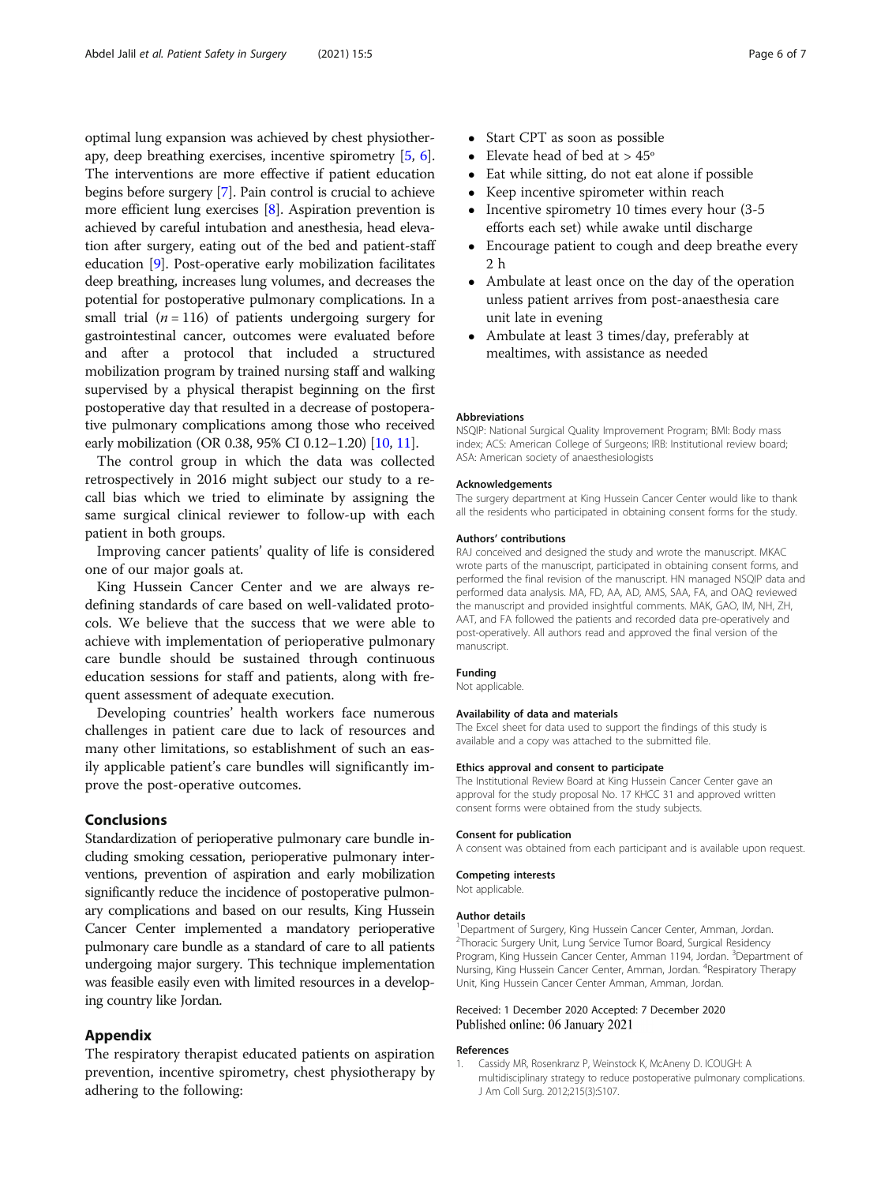optimal lung expansion was achieved by chest physiotherapy, deep breathing exercises, incentive spirometry [5, 6]. The interventions are more effective if patient education begins before surgery [7]. Pain control is crucial to achieve more efficient lung exercises [8]. Aspiration prevention is achieved by careful intubation and anesthesia, head elevation after surgery, eating out of the bed and patient-staff education [9]. Post-operative early mobilization facilitates deep breathing, increases lung volumes, and decreases the potential for postoperative pulmonary complications. In a small trial ($n = 116$) of patients undergoing surgery for gastrointestinal cancer, outcomes were evaluated before and after a protocol that included a structured mobilization program by trained nursing staff and walking supervised by a physical therapist beginning on the first postoperative day that resulted in a decrease of postoperative pulmonary complications among those who received early mobilization (OR 0.38, 95% CI 0.12–1.20) [10, 11].

The control group in which the data was collected retrospectively in 2016 might subject our study to a recall bias which we tried to eliminate by assigning the same surgical clinical reviewer to follow-up with each patient in both groups.

Improving cancer patients' quality of life is considered one of our major goals at.

King Hussein Cancer Center and we are always redefining standards of care based on well-validated protocols. We believe that the success that we were able to achieve with implementation of perioperative pulmonary care bundle should be sustained through continuous education sessions for staff and patients, along with frequent assessment of adequate execution.

Developing countries' health workers face numerous challenges in patient care due to lack of resources and many other limitations, so establishment of such an easily applicable patient's care bundles will significantly improve the post-operative outcomes.

## Conclusions

Standardization of perioperative pulmonary care bundle including smoking cessation, perioperative pulmonary interventions, prevention of aspiration and early mobilization significantly reduce the incidence of postoperative pulmonary complications and based on our results, King Hussein Cancer Center implemented a mandatory perioperative pulmonary care bundle as a standard of care to all patients undergoing major surgery. This technique implementation was feasible easily even with limited resources in a developing country like Jordan.

## Appendix

The respiratory therapist educated patients on aspiration prevention, incentive spirometry, chest physiotherapy by adhering to the following:

- Start CPT as soon as possible
- Elevate head of bed at > 45°
- Eat while sitting, do not eat alone if possible
- Keep incentive spirometer within reach
- Incentive spirometry 10 times every hour (3-5 efforts each set) while awake until discharge
- Encourage patient to cough and deep breathe every 2 h
- Ambulate at least once on the day of the operation unless patient arrives from post-anaesthesia care unit late in evening
- Ambulate at least 3 times/day, preferably at mealtimes, with assistance as needed

#### Abbreviations

NSQIP: National Surgical Quality Improvement Program; BMI: Body mass index; ACS: American College of Surgeons; IRB: Institutional review board; ASA: American society of anaesthesiologists

#### Acknowledgements

The surgery department at King Hussein Cancer Center would like to thank all the residents who participated in obtaining consent forms for the study.

#### Authors' contributions

RAJ conceived and designed the study and wrote the manuscript. MKAC wrote parts of the manuscript, participated in obtaining consent forms, and performed the final revision of the manuscript. HN managed NSQIP data and performed data analysis. MA, FD, AA, AD, AMS, SAA, FA, and OAQ reviewed the manuscript and provided insightful comments. MAK, GAO, IM, NH, ZH, AAT, and FA followed the patients and recorded data pre-operatively and post-operatively. All authors read and approved the final version of the manuscript.

#### Funding

Not applicable.

#### Availability of data and materials

The Excel sheet for data used to support the findings of this study is available and a copy was attached to the submitted file.

#### Ethics approval and consent to participate

The Institutional Review Board at King Hussein Cancer Center gave an approval for the study proposal No. 17 KHCC 31 and approved written consent forms were obtained from the study subjects.

#### Consent for publication

A consent was obtained from each participant and is available upon request.

#### Competing interests

Not applicable.

#### Author details

[1]Department of Surgery, King Hussein Cancer Center, Amman, Jordan. [2]Thoracic Surgery Unit, Lung Service Tumor Board, Surgical Residency Program, King Hussein Cancer Center, Amman 1194, Jordan. [3]Department of Nursing, King Hussein Cancer Center, Amman, Jordan. [4]Respiratory Therapy Unit, King Hussein Cancer Center Amman, Amman, Jordan.

Received: 1 December 2020 Accepted: 7 December 2020
Published online: 06 January 2021

#### References

1. Cassidy MR, Rosenkranz P, Weinstock K, McAneny D. ICOUGH: A multidisciplinary strategy to reduce postoperative pulmonary complications. J Am Coll Surg. 2012;215(3):S107.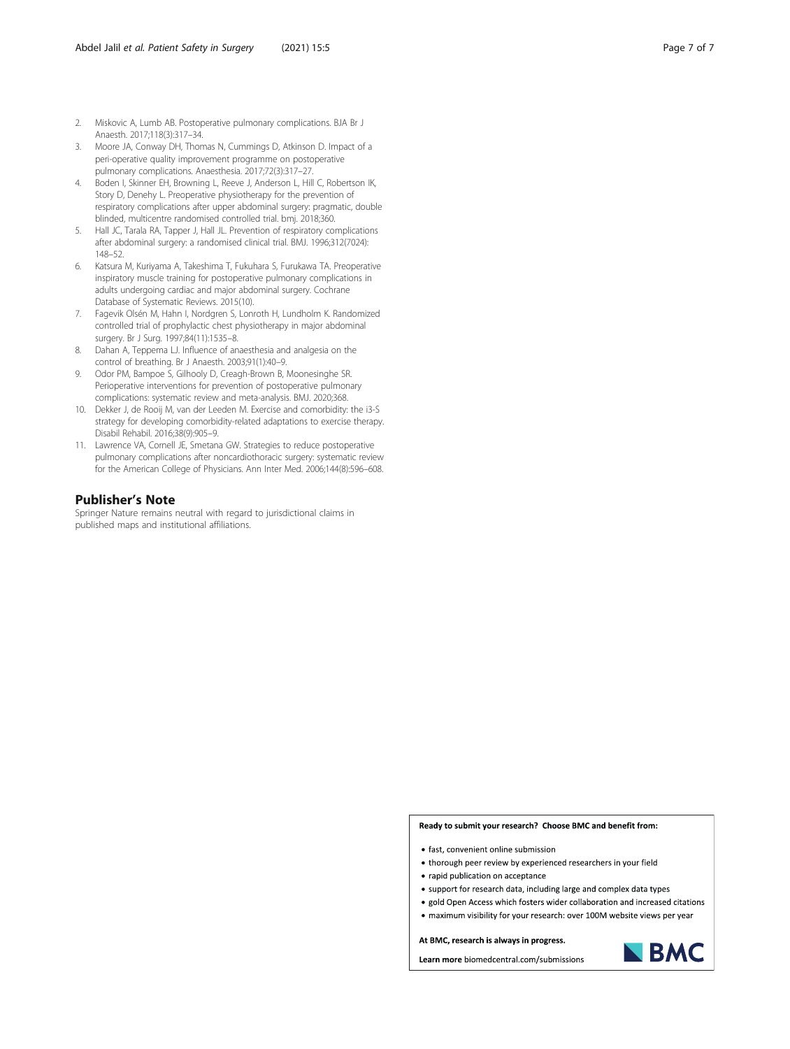2. Miskovic A, Lumb AB. Postoperative pulmonary complications. BJA Br J Anaesth. 2017;118(3):317–34.
3. Moore JA, Conway DH, Thomas N, Cummings D, Atkinson D. Impact of a peri-operative quality improvement programme on postoperative pulmonary complications. Anaesthesia. 2017;72(3):317–27.
4. Boden I, Skinner EH, Browning L, Reeve J, Anderson L, Hill C, Robertson IK, Story D, Denehy L. Preoperative physiotherapy for the prevention of respiratory complications after upper abdominal surgery: pragmatic, double blinded, multicentre randomised controlled trial. bmj. 2018;360.
5. Hall JC, Tarala RA, Tapper J, Hall JL. Prevention of respiratory complications after abdominal surgery: a randomised clinical trial. BMJ. 1996;312(7024): 148–52.
6. Katsura M, Kuriyama A, Takeshima T, Fukuhara S, Furukawa TA. Preoperative inspiratory muscle training for postoperative pulmonary complications in adults undergoing cardiac and major abdominal surgery. Cochrane Database of Systematic Reviews. 2015(10).
7. Fagevik Olsén M, Hahn I, Nordgren S, Lonroth H, Lundholm K. Randomized controlled trial of prophylactic chest physiotherapy in major abdominal surgery. Br J Surg. 1997;84(11):1535–8.
8. Dahan A, Teppema LJ. Influence of anaesthesia and analgesia on the control of breathing. Br J Anaesth. 2003;91(1):40–9.
9. Odor PM, Bampoe S, Gilhooly D, Creagh-Brown B, Moonesinghe SR. Perioperative interventions for prevention of postoperative pulmonary complications: systematic review and meta-analysis. BMJ. 2020;368.
10. Dekker J, de Rooij M, van der Leeden M. Exercise and comorbidity: the i3-S strategy for developing comorbidity-related adaptations to exercise therapy. Disabil Rehabil. 2016;38(9):905–9.
11. Lawrence VA, Cornell JE, Smetana GW. Strategies to reduce postoperative pulmonary complications after noncardiothoracic surgery: systematic review for the American College of Physicians. Ann Inter Med. 2006;144(8):596–608.

## Publisher's Note

Springer Nature remains neutral with regard to jurisdictional claims in published maps and institutional affiliations.

**Ready to submit your research? Choose BMC and benefit from:**

- fast, convenient online submission
- thorough peer review by experienced researchers in your field
- rapid publication on acceptance
- support for research data, including large and complex data types
- gold Open Access which fosters wider collaboration and increased citations
- maximum visibility for your research: over 100M website views per year

**At BMC, research is always in progress.**

**Learn more** biomedcentral.com/submissions

BMC